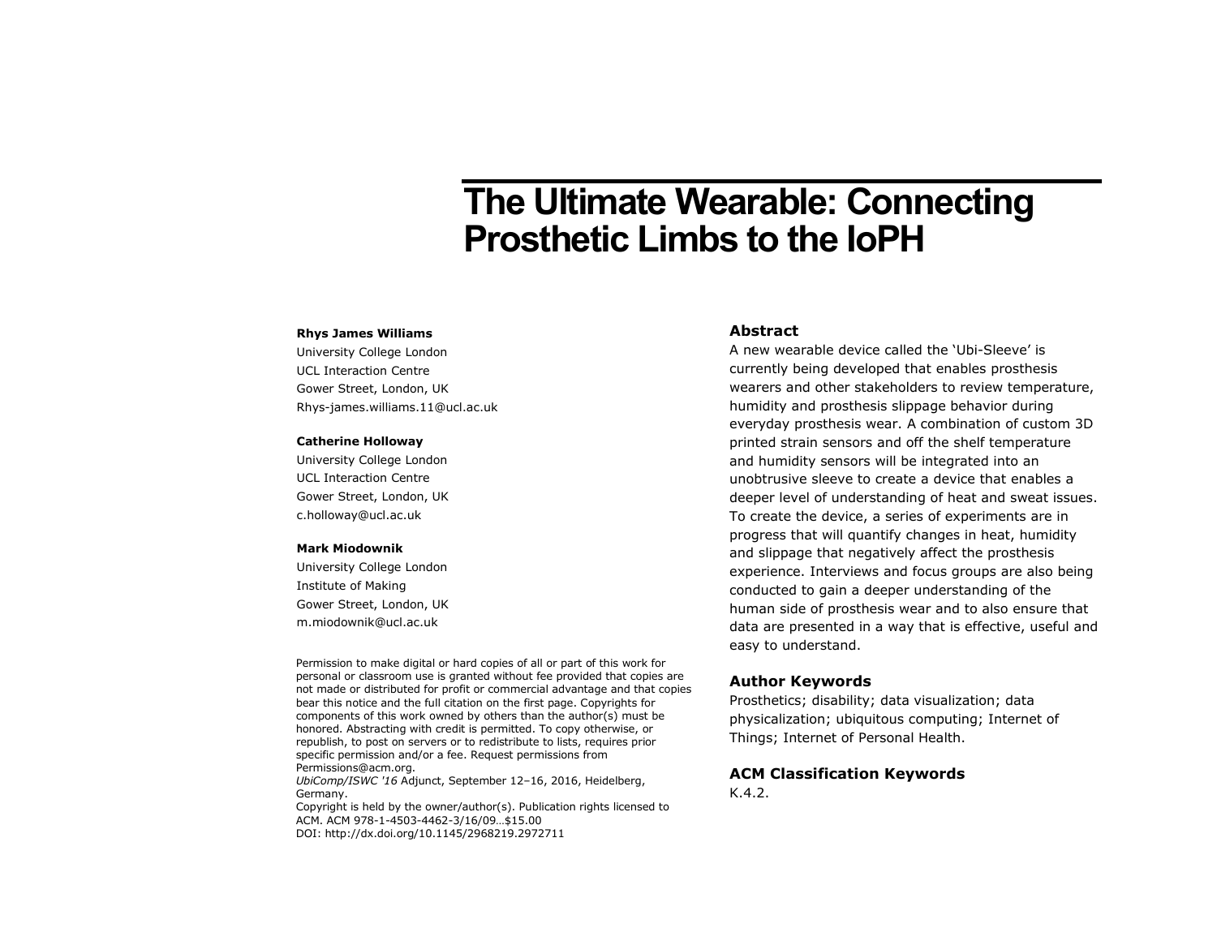# The Ultimate Wearable: Connecting Prosthetic Limbs to the IoPH

**Rhys James Williams**
University College London
UCL Interaction Centre
Gower Street, London, UK
Rhys-james.williams.11@ucl.ac.uk

**Catherine Holloway**
University College London
UCL Interaction Centre
Gower Street, London, UK
c.holloway@ucl.ac.uk

**Mark Miodownik**
University College London
Institute of Making
Gower Street, London, UK
m.miodownik@ucl.ac.uk

Permission to make digital or hard copies of all or part of this work for personal or classroom use is granted without fee provided that copies are not made or distributed for profit or commercial advantage and that copies bear this notice and the full citation on the first page. Copyrights for components of this work owned by others than the author(s) must be honored. Abstracting with credit is permitted. To copy otherwise, or republish, to post on servers or to redistribute to lists, requires prior specific permission and/or a fee. Request permissions from Permissions@acm.org.
*UbiComp/ISWC '16* Adjunct, September 12–16, 2016, Heidelberg, Germany.
Copyright is held by the owner/author(s). Publication rights licensed to ACM. ACM 978-1-4503-4462-3/16/09…$15.00
DOI: http://dx.doi.org/10.1145/2968219.2972711

## Abstract

A new wearable device called the 'Ubi-Sleeve' is currently being developed that enables prosthesis wearers and other stakeholders to review temperature, humidity and prosthesis slippage behavior during everyday prosthesis wear. A combination of custom 3D printed strain sensors and off the shelf temperature and humidity sensors will be integrated into an unobtrusive sleeve to create a device that enables a deeper level of understanding of heat and sweat issues. To create the device, a series of experiments are in progress that will quantify changes in heat, humidity and slippage that negatively affect the prosthesis experience. Interviews and focus groups are also being conducted to gain a deeper understanding of the human side of prosthesis wear and to also ensure that data are presented in a way that is effective, useful and easy to understand.

## Author Keywords

Prosthetics; disability; data visualization; data physicalization; ubiquitous computing; Internet of Things; Internet of Personal Health.

## ACM Classification Keywords

K.4.2.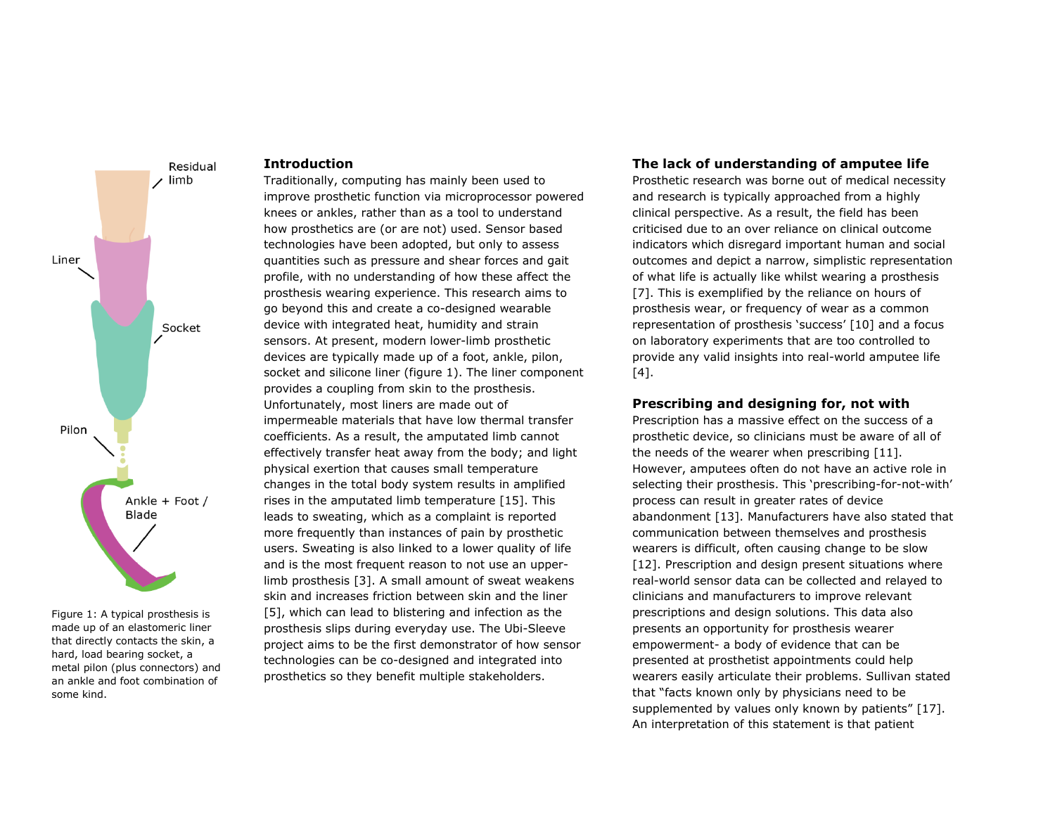Figure 1: A typical prosthesis is made up of an elastomeric liner that directly contacts the skin, a hard, load bearing socket, a metal pilon (plus connectors) and an ankle and foot combination of some kind.

## Introduction

Traditionally, computing has mainly been used to improve prosthetic function via microprocessor powered knees or ankles, rather than as a tool to understand how prosthetics are (or are not) used. Sensor based technologies have been adopted, but only to assess quantities such as pressure and shear forces and gait profile, with no understanding of how these affect the prosthesis wearing experience. This research aims to go beyond this and create a co-designed wearable device with integrated heat, humidity and strain sensors. At present, modern lower-limb prosthetic devices are typically made up of a foot, ankle, pilon, socket and silicone liner (figure 1). The liner component provides a coupling from skin to the prosthesis. Unfortunately, most liners are made out of impermeable materials that have low thermal transfer coefficients. As a result, the amputated limb cannot effectively transfer heat away from the body; and light physical exertion that causes small temperature changes in the total body system results in amplified rises in the amputated limb temperature [15]. This leads to sweating, which as a complaint is reported more frequently than instances of pain by prosthetic users. Sweating is also linked to a lower quality of life and is the most frequent reason to not use an upper-limb prosthesis [3]. A small amount of sweat weakens skin and increases friction between skin and the liner [5], which can lead to blistering and infection as the prosthesis slips during everyday use. The Ubi-Sleeve project aims to be the first demonstrator of how sensor technologies can be co-designed and integrated into prosthetics so they benefit multiple stakeholders.

## The lack of understanding of amputee life

Prosthetic research was borne out of medical necessity and research is typically approached from a highly clinical perspective. As a result, the field has been criticised due to an over reliance on clinical outcome indicators which disregard important human and social outcomes and depict a narrow, simplistic representation of what life is actually like whilst wearing a prosthesis [7]. This is exemplified by the reliance on hours of prosthesis wear, or frequency of wear as a common representation of prosthesis 'success' [10] and a focus on laboratory experiments that are too controlled to provide any valid insights into real-world amputee life [4].

## Prescribing and designing for, not with

Prescription has a massive effect on the success of a prosthetic device, so clinicians must be aware of all of the needs of the wearer when prescribing [11]. However, amputees often do not have an active role in selecting their prosthesis. This 'prescribing-for-not-with' process can result in greater rates of device abandonment [13]. Manufacturers have also stated that communication between themselves and prosthesis wearers is difficult, often causing change to be slow [12]. Prescription and design present situations where real-world sensor data can be collected and relayed to clinicians and manufacturers to improve relevant prescriptions and design solutions. This data also presents an opportunity for prosthesis wearer empowerment- a body of evidence that can be presented at prosthetist appointments could help wearers easily articulate their problems. Sullivan stated that "facts known only by physicians need to be supplemented by values only known by patients" [17]. An interpretation of this statement is that patient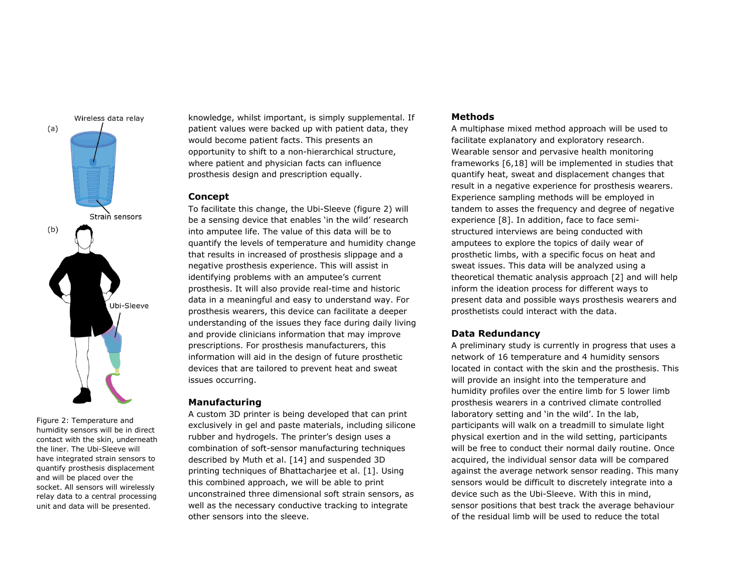Figure 2: Temperature and humidity sensors will be in direct contact with the skin, underneath the liner. The Ubi-Sleeve will have integrated strain sensors to quantify prosthesis displacement and will be placed over the socket. All sensors will wirelessly relay data to a central processing unit and data will be presented.

knowledge, whilst important, is simply supplemental. If patient values were backed up with patient data, they would become patient facts. This presents an opportunity to shift to a non-hierarchical structure, where patient and physician facts can influence prosthesis design and prescription equally.

## Concept

To facilitate this change, the Ubi-Sleeve (figure 2) will be a sensing device that enables 'in the wild' research into amputee life. The value of this data will be to quantify the levels of temperature and humidity change that results in increased of prosthesis slippage and a negative prosthesis experience. This will assist in identifying problems with an amputee's current prosthesis. It will also provide real-time and historic data in a meaningful and easy to understand way. For prosthesis wearers, this device can facilitate a deeper understanding of the issues they face during daily living and provide clinicians information that may improve prescriptions. For prosthesis manufacturers, this information will aid in the design of future prosthetic devices that are tailored to prevent heat and sweat issues occurring.

## Manufacturing

A custom 3D printer is being developed that can print exclusively in gel and paste materials, including silicone rubber and hydrogels. The printer's design uses a combination of soft-sensor manufacturing techniques described by Muth et al. [14] and suspended 3D printing techniques of Bhattacharjee et al. [1]. Using this combined approach, we will be able to print unconstrained three dimensional soft strain sensors, as well as the necessary conductive tracking to integrate other sensors into the sleeve.

## Methods

A multiphase mixed method approach will be used to facilitate explanatory and exploratory research. Wearable sensor and pervasive health monitoring frameworks [6,18] will be implemented in studies that quantify heat, sweat and displacement changes that result in a negative experience for prosthesis wearers. Experience sampling methods will be employed in tandem to asses the frequency and degree of negative experience [8]. In addition, face to face semi-structured interviews are being conducted with amputees to explore the topics of daily wear of prosthetic limbs, with a specific focus on heat and sweat issues. This data will be analyzed using a theoretical thematic analysis approach [2] and will help inform the ideation process for different ways to present data and possible ways prosthesis wearers and prosthetists could interact with the data.

## Data Redundancy

A preliminary study is currently in progress that uses a network of 16 temperature and 4 humidity sensors located in contact with the skin and the prosthesis. This will provide an insight into the temperature and humidity profiles over the entire limb for 5 lower limb prosthesis wearers in a contrived climate controlled laboratory setting and 'in the wild'. In the lab, participants will walk on a treadmill to simulate light physical exertion and in the wild setting, participants will be free to conduct their normal daily routine. Once acquired, the individual sensor data will be compared against the average network sensor reading. This many sensors would be difficult to discretely integrate into a device such as the Ubi-Sleeve. With this in mind, sensor positions that best track the average behaviour of the residual limb will be used to reduce the total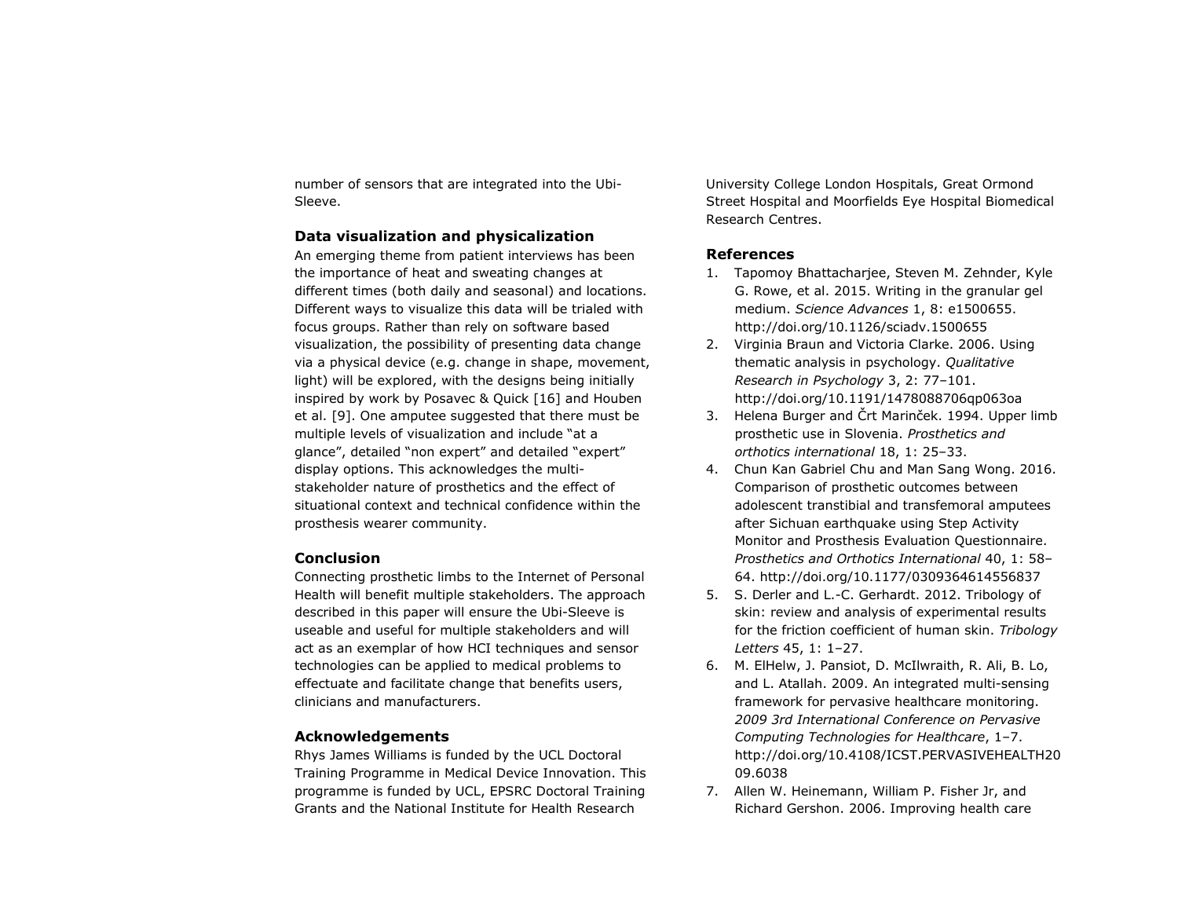number of sensors that are integrated into the Ubi-Sleeve.

## Data visualization and physicalization

An emerging theme from patient interviews has been the importance of heat and sweating changes at different times (both daily and seasonal) and locations. Different ways to visualize this data will be trialed with focus groups. Rather than rely on software based visualization, the possibility of presenting data change via a physical device (e.g. change in shape, movement, light) will be explored, with the designs being initially inspired by work by Posavec & Quick [16] and Houben et al. [9]. One amputee suggested that there must be multiple levels of visualization and include "at a glance", detailed "non expert" and detailed "expert" display options. This acknowledges the multi-stakeholder nature of prosthetics and the effect of situational context and technical confidence within the prosthesis wearer community.

## Conclusion

Connecting prosthetic limbs to the Internet of Personal Health will benefit multiple stakeholders. The approach described in this paper will ensure the Ubi-Sleeve is useable and useful for multiple stakeholders and will act as an exemplar of how HCI techniques and sensor technologies can be applied to medical problems to effectuate and facilitate change that benefits users, clinicians and manufacturers.

## Acknowledgements

Rhys James Williams is funded by the UCL Doctoral Training Programme in Medical Device Innovation. This programme is funded by UCL, EPSRC Doctoral Training Grants and the National Institute for Health Research University College London Hospitals, Great Ormond Street Hospital and Moorfields Eye Hospital Biomedical Research Centres.

## References

1. Tapomoy Bhattacharjee, Steven M. Zehnder, Kyle G. Rowe, et al. 2015. Writing in the granular gel medium. *Science Advances* 1, 8: e1500655. http://doi.org/10.1126/sciadv.1500655
2. Virginia Braun and Victoria Clarke. 2006. Using thematic analysis in psychology. *Qualitative Research in Psychology* 3, 2: 77–101. http://doi.org/10.1191/1478088706qp063oa
3. Helena Burger and Črt Marinček. 1994. Upper limb prosthetic use in Slovenia. *Prosthetics and orthotics international* 18, 1: 25–33.
4. Chun Kan Gabriel Chu and Man Sang Wong. 2016. Comparison of prosthetic outcomes between adolescent transtibial and transfemoral amputees after Sichuan earthquake using Step Activity Monitor and Prosthesis Evaluation Questionnaire. *Prosthetics and Orthotics International* 40, 1: 58–64. http://doi.org/10.1177/0309364614556837
5. S. Derler and L.-C. Gerhardt. 2012. Tribology of skin: review and analysis of experimental results for the friction coefficient of human skin. *Tribology Letters* 45, 1: 1–27.
6. M. ElHelw, J. Pansiot, D. McIlwraith, R. Ali, B. Lo, and L. Atallah. 2009. An integrated multi-sensing framework for pervasive healthcare monitoring. *2009 3rd International Conference on Pervasive Computing Technologies for Healthcare*, 1–7. http://doi.org/10.4108/ICST.PERVASIVEHEALTH2009.6038
7. Allen W. Heinemann, William P. Fisher Jr, and Richard Gershon. 2006. Improving health care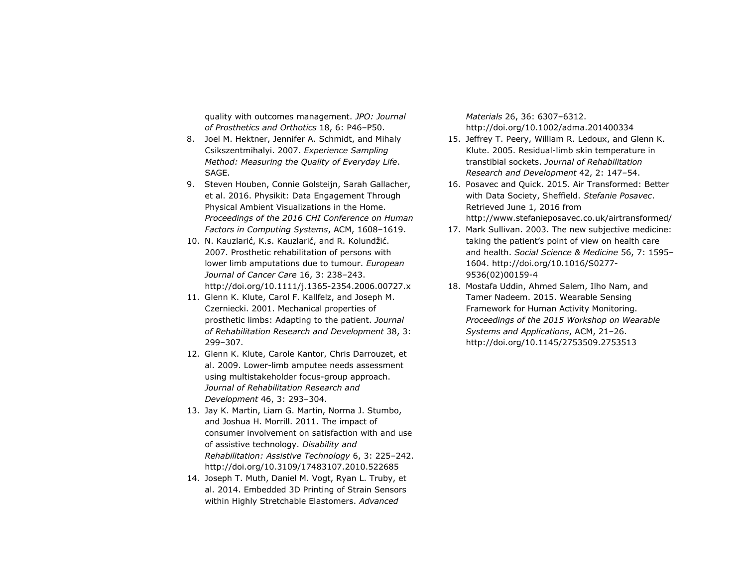quality with outcomes management. *JPO: Journal of Prosthetics and Orthotics* 18, 6: P46–P50.

8. Joel M. Hektner, Jennifer A. Schmidt, and Mihaly Csikszentmihalyi. 2007. *Experience Sampling Method: Measuring the Quality of Everyday Life*. SAGE.
9. Steven Houben, Connie Golsteijn, Sarah Gallacher, et al. 2016. Physikit: Data Engagement Through Physical Ambient Visualizations in the Home. *Proceedings of the 2016 CHI Conference on Human Factors in Computing Systems*, ACM, 1608–1619.
10. N. Kauzlarić, K.s. Kauzlarić, and R. Kolundžić. 2007. Prosthetic rehabilitation of persons with lower limb amputations due to tumour. *European Journal of Cancer Care* 16, 3: 238–243. http://doi.org/10.1111/j.1365-2354.2006.00727.x
11. Glenn K. Klute, Carol F. Kallfelz, and Joseph M. Czerniecki. 2001. Mechanical properties of prosthetic limbs: Adapting to the patient. *Journal of Rehabilitation Research and Development* 38, 3: 299–307.
12. Glenn K. Klute, Carole Kantor, Chris Darrouzet, et al. 2009. Lower-limb amputee needs assessment using multistakeholder focus-group approach. *Journal of Rehabilitation Research and Development* 46, 3: 293–304.
13. Jay K. Martin, Liam G. Martin, Norma J. Stumbo, and Joshua H. Morrill. 2011. The impact of consumer involvement on satisfaction with and use of assistive technology. *Disability and Rehabilitation: Assistive Technology* 6, 3: 225–242. http://doi.org/10.3109/17483107.2010.522685
14. Joseph T. Muth, Daniel M. Vogt, Ryan L. Truby, et al. 2014. Embedded 3D Printing of Strain Sensors within Highly Stretchable Elastomers. *Advanced Materials* 26, 36: 6307–6312. http://doi.org/10.1002/adma.201400334
15. Jeffrey T. Peery, William R. Ledoux, and Glenn K. Klute. 2005. Residual-limb skin temperature in transtibial sockets. *Journal of Rehabilitation Research and Development* 42, 2: 147–54.
16. Posavec and Quick. 2015. Air Transformed: Better with Data Society, Sheffield. *Stefanie Posavec*. Retrieved June 1, 2016 from http://www.stefanieposavec.co.uk/airtransformed/
17. Mark Sullivan. 2003. The new subjective medicine: taking the patient's point of view on health care and health. *Social Science & Medicine* 56, 7: 1595–1604. http://doi.org/10.1016/S0277-9536(02)00159-4
18. Mostafa Uddin, Ahmed Salem, Ilho Nam, and Tamer Nadeem. 2015. Wearable Sensing Framework for Human Activity Monitoring. *Proceedings of the 2015 Workshop on Wearable Systems and Applications*, ACM, 21–26. http://doi.org/10.1145/2753509.2753513